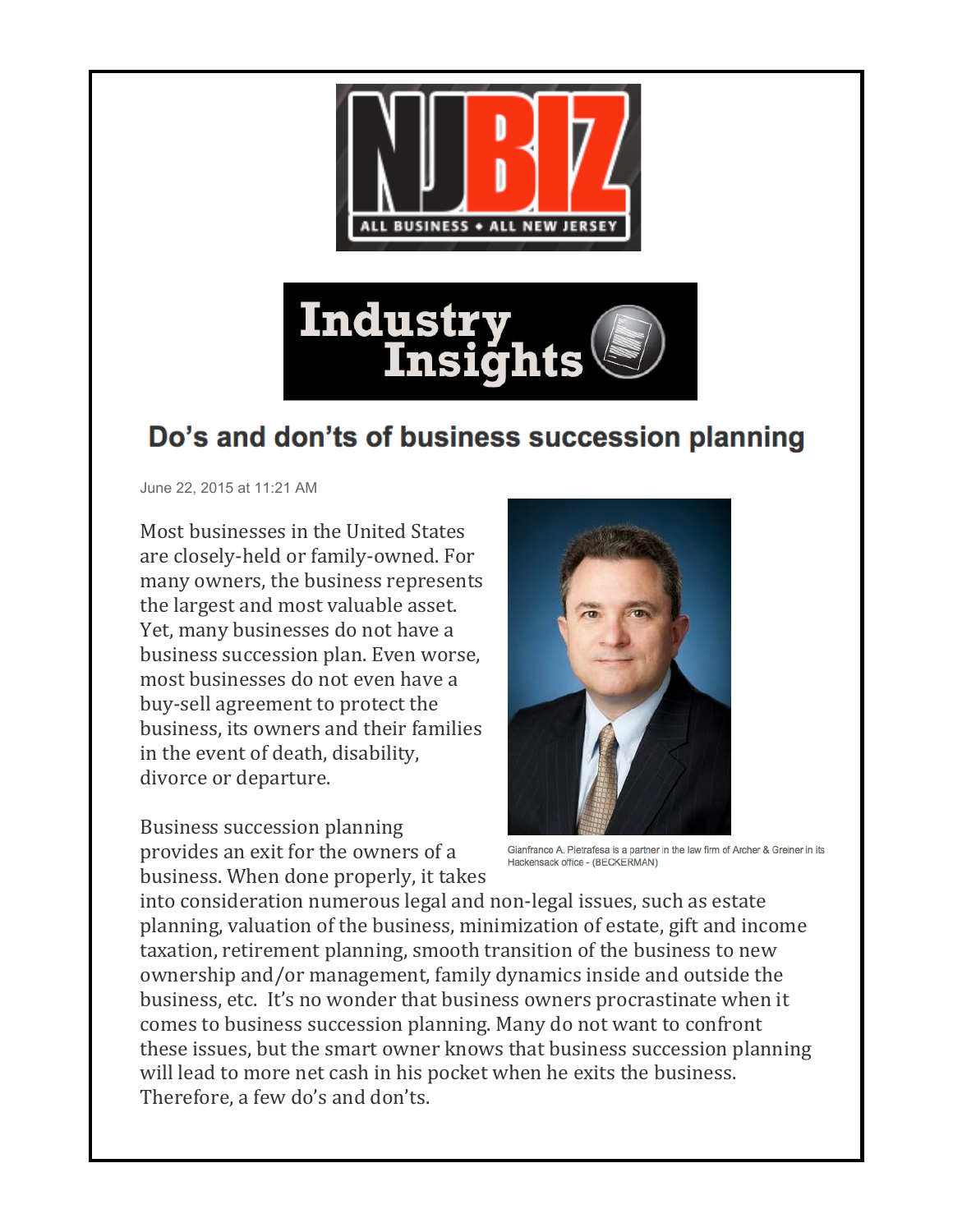NJBIZ

ALL BUSINESS ◆ ALL NEW JERSEY

Industry Insights

# Do's and don'ts of business succession planning

June 22, 2015 at 11:21 AM

Most businesses in the United States are closely-held or family-owned. For many owners, the business represents the largest and most valuable asset. Yet, many businesses do not have a business succession plan. Even worse, most businesses do not even have a buy-sell agreement to protect the business, its owners and their families in the event of death, disability, divorce or departure.

Gianfranco A. Pietrafesa is a partner in the law firm of Archer & Greiner in its Hackensack office - (BECKERMAN)

Business succession planning provides an exit for the owners of a business. When done properly, it takes into consideration numerous legal and non-legal issues, such as estate planning, valuation of the business, minimization of estate, gift and income taxation, retirement planning, smooth transition of the business to new ownership and/or management, family dynamics inside and outside the business, etc. It's no wonder that business owners procrastinate when it comes to business succession planning. Many do not want to confront these issues, but the smart owner knows that business succession planning will lead to more net cash in his pocket when he exits the business. Therefore, a few do's and don'ts.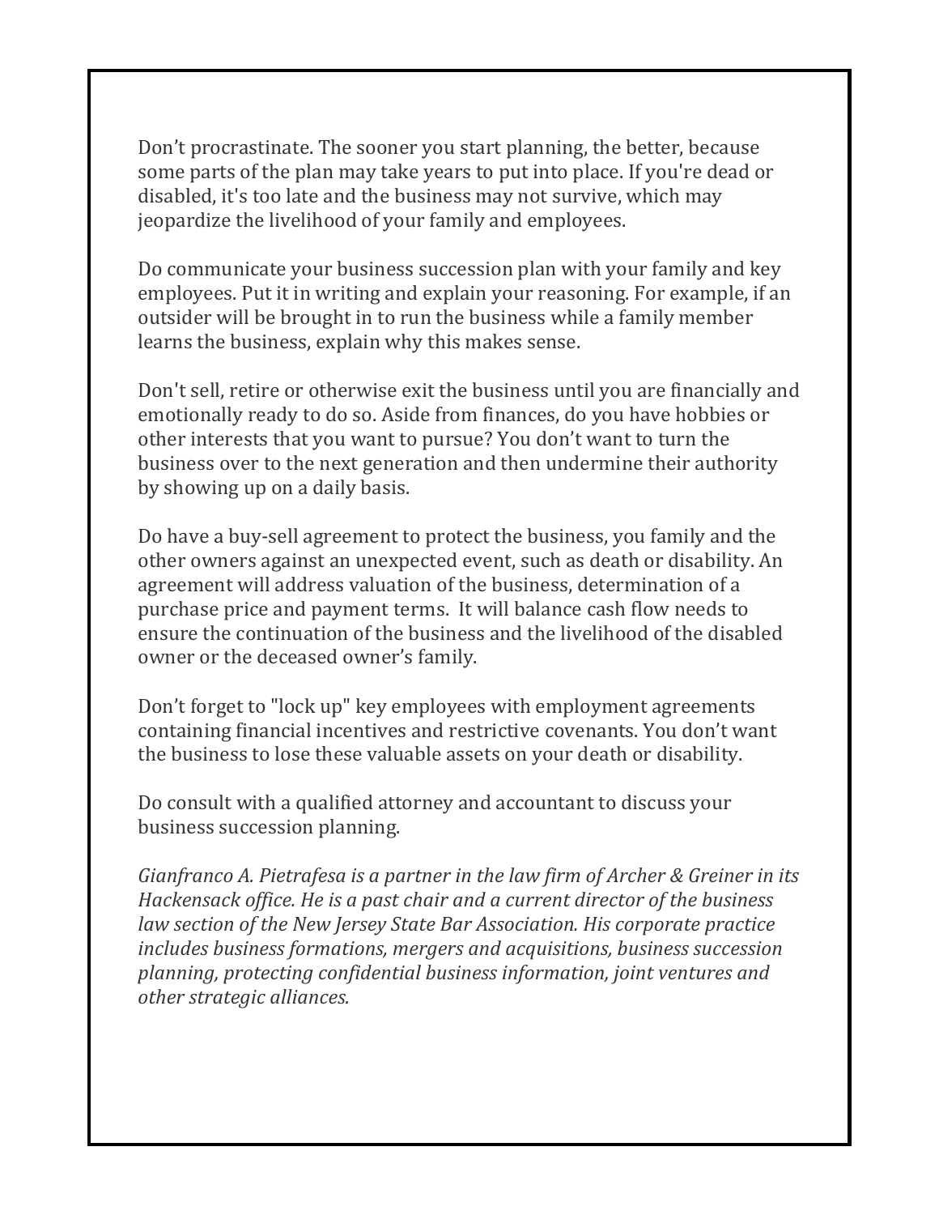Don’t procrastinate. The sooner you start planning, the better, because some parts of the plan may take years to put into place. If you're dead or disabled, it's too late and the business may not survive, which may jeopardize the livelihood of your family and employees.

Do communicate your business succession plan with your family and key employees. Put it in writing and explain your reasoning. For example, if an outsider will be brought in to run the business while a family member learns the business, explain why this makes sense.

Don't sell, retire or otherwise exit the business until you are financially and emotionally ready to do so. Aside from finances, do you have hobbies or other interests that you want to pursue? You don’t want to turn the business over to the next generation and then undermine their authority by showing up on a daily basis.

Do have a buy-sell agreement to protect the business, you family and the other owners against an unexpected event, such as death or disability. An agreement will address valuation of the business, determination of a purchase price and payment terms. It will balance cash flow needs to ensure the continuation of the business and the livelihood of the disabled owner or the deceased owner’s family.

Don’t forget to "lock up" key employees with employment agreements containing financial incentives and restrictive covenants. You don’t want the business to lose these valuable assets on your death or disability.

Do consult with a qualified attorney and accountant to discuss your business succession planning.

*Gianfranco A. Pietrafesa is a partner in the law firm of Archer & Greiner in its Hackensack office. He is a past chair and a current director of the business law section of the New Jersey State Bar Association. His corporate practice includes business formations, mergers and acquisitions, business succession planning, protecting confidential business information, joint ventures and other strategic alliances.*